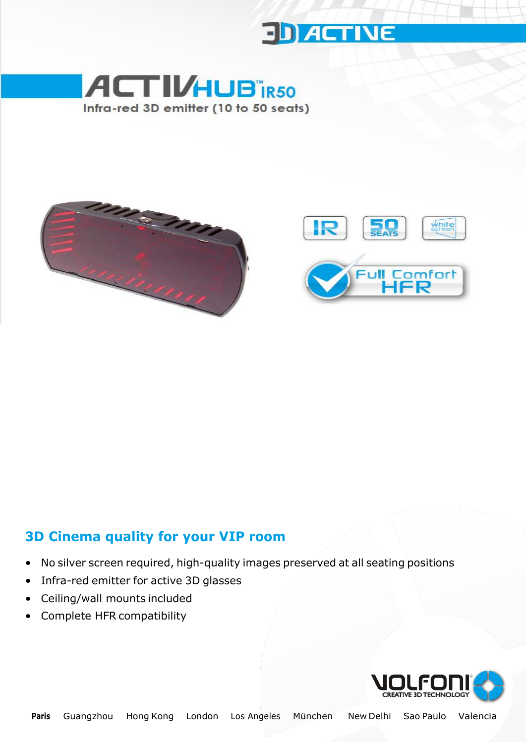3D ACTIVE

# ACTIVHUB™ IR50

Infra-red 3D emitter (10 to 50 seats)

IR

50 SEATS

white screen

Full Comfort HFR

## 3D Cinema quality for your VIP room

- No silver screen required, high-quality images preserved at all seating positions
- Infra-red emitter for active 3D glasses
- Ceiling/wall mounts included
- Complete HFR compatibility

VOLFONI® CREATIVE 3D TECHNOLOGY

**Paris** Guangzhou Hong Kong London Los Angeles München New Delhi Sao Paulo Valencia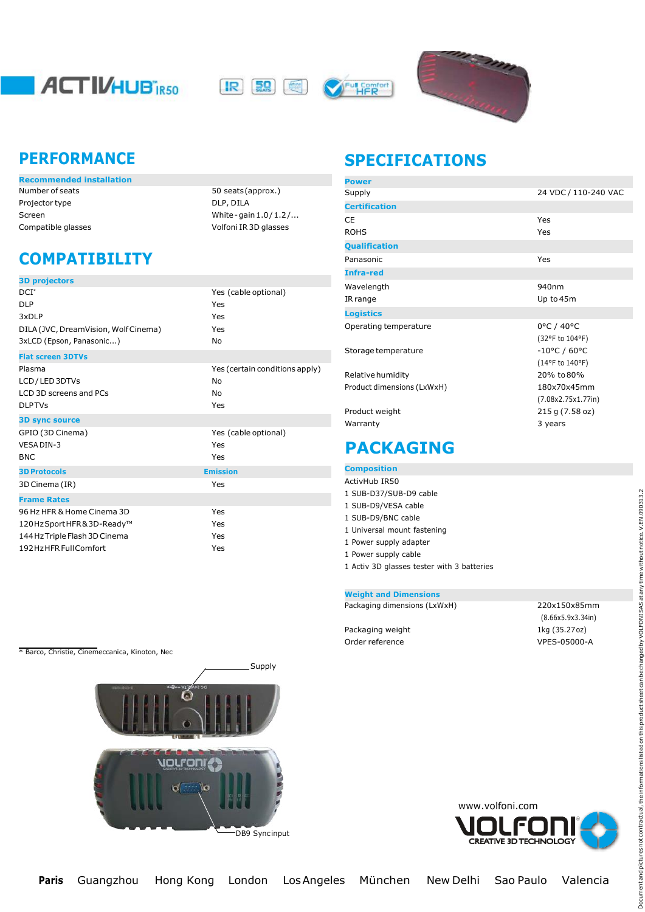# ACTIVHUB™ IR50

IR | 50 SEATS | White | Full Comfort HFR

## PERFORMANCE

| Recommended installation | |
|---|---|
| Number of seats | 50 seats (approx.) |
| Projector type | DLP, DILA |
| Screen | White - gain 1.0 / 1.2 / ... |
| Compatible glasses | Volfoni IR 3D glasses |

## COMPATIBILITY

| 3D projectors | |
|---|---|
| DCI* | Yes (cable optional) |
| DLP | Yes |
| 3xDLP | Yes |
| DILA (JVC, DreamVision, Wolf Cinema) | Yes |
| 3xLCD (Epson, Panasonic...) | No |
| **Flat screen 3DTVs** | |
| Plasma | Yes (certain conditions apply) |
| LCD / LED 3DTVs | No |
| LCD 3D screens and PCs | No |
| DLP TVs | Yes |
| **3D sync source** | |
| GPIO (3D Cinema) | Yes (cable optional) |
| VESA DIN-3 | Yes |
| BNC | Yes |
| **3D Protocols** | **Emission** |
| 3D Cinema (IR) | Yes |
| **Frame Rates** | |
| 96 Hz HFR & Home Cinema 3D | Yes |
| 120 Hz Sport HFR & 3D-Ready™ | Yes |
| 144 Hz Triple Flash 3D Cinema | Yes |
| 192 Hz HFR Full Comfort | Yes |

\* Barco, Christie, Cinemeccanica, Kinoton, Nec

Supply

DB9 Syncinput

## SPECIFICATIONS

| Power | |
|---|---|
| Supply | 24 VDC / 110-240 VAC |
| **Certification** | |
| CE | Yes |
| ROHS | Yes |
| **Qualification** | |
| Panasonic | Yes |
| **Infra-red** | |
| Wavelength | 940nm |
| IR range | Up to 45m |
| **Logistics** | |
| Operating temperature | 0°C / 40°C (32°F to 104°F) |
| Storage temperature | -10°C / 60°C (14°F to 140°F) |
| Relative humidity | 20% to 80% |
| Product dimensions (LxWxH) | 180x70x45mm (7.08x2.75x1.77in) |
| Product weight | 215 g (7.58 oz) |
| Warranty | 3 years |

## PACKAGING

**Composition**

- ActivHub IR50
- 1 SUB-D37/SUB-D9 cable
- 1 SUB-D9/VESA cable
- 1 SUB-D9/BNC cable
- 1 Universal mount fastening
- 1 Power supply adapter
- 1 Power supply cable
- 1 Activ 3D glasses tester with 3 batteries

| Weight and Dimensions | |
|---|---|
| Packaging dimensions (LxWxH) | 220x150x85mm (8.66x5.9x3.34in) |
| Packaging weight | 1kg (35.27 oz) |
| Order reference | VPES-05000-A |

www.volfoni.com

VOLFONI® CREATIVE 3D TECHNOLOGY

**Paris** Guangzhou Hong Kong London Los Angeles München New Delhi Sao Paulo Valencia

Document and pictures not contractual, the informations listed on this product sheet can be changed by VOLFONI SAS at any time without notice. V.EN.090313.2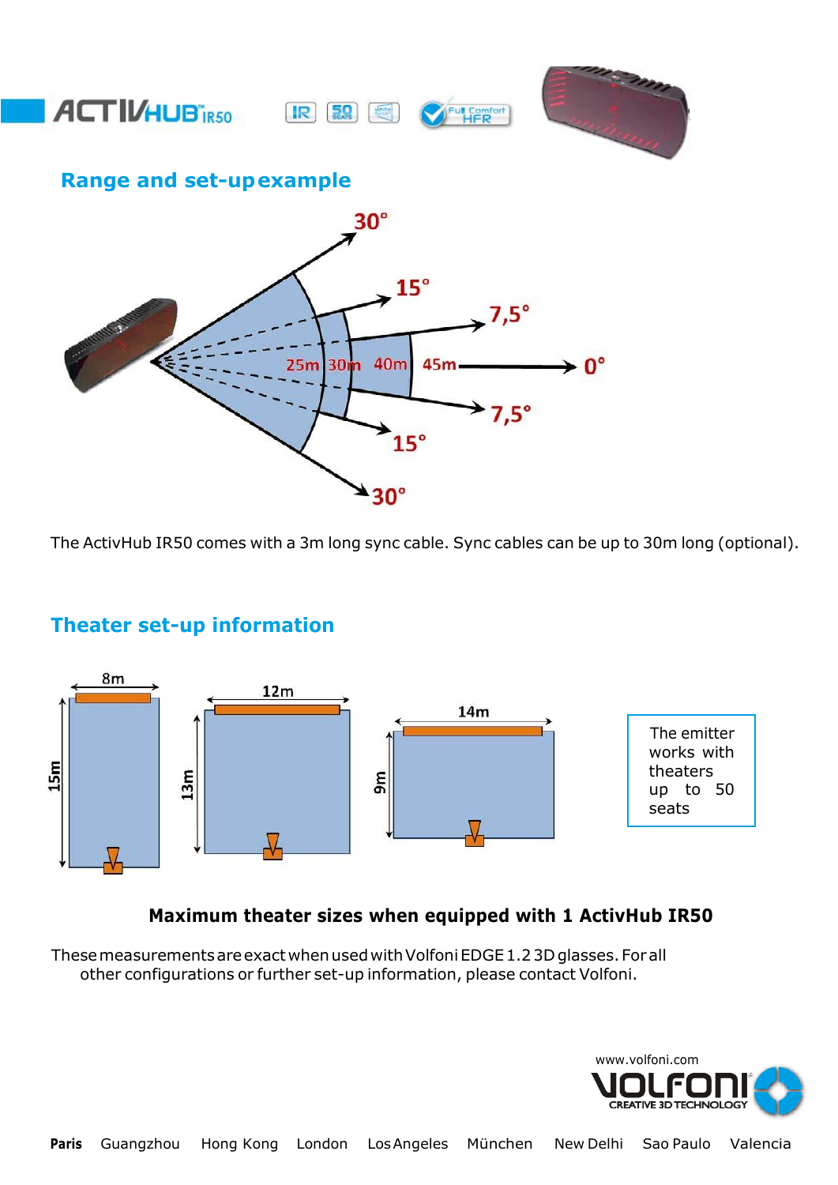ACTIVHUB IR50

## Range and set-up example

30°
15°
7,5°
25m 30m 40m 45m
0°
7,5°
15°
30°

The ActivHub IR50 comes with a 3m long sync cable. Sync cables can be up to 30m long (optional).

## Theater set-up information

8m
15m
12m
13m
14m
9m

The emitter works with theaters up to 50 seats

**Maximum theater sizes when equipped with 1 ActivHub IR50**

These measurements are exact when used with Volfoni EDGE 1.2 3D glasses. For all other configurations or further set-up information, please contact Volfoni.

www.volfoni.com

VOLFONI CREATIVE 3D TECHNOLOGY

**Paris** Guangzhou Hong Kong London Los Angeles München New Delhi Sao Paulo Valencia